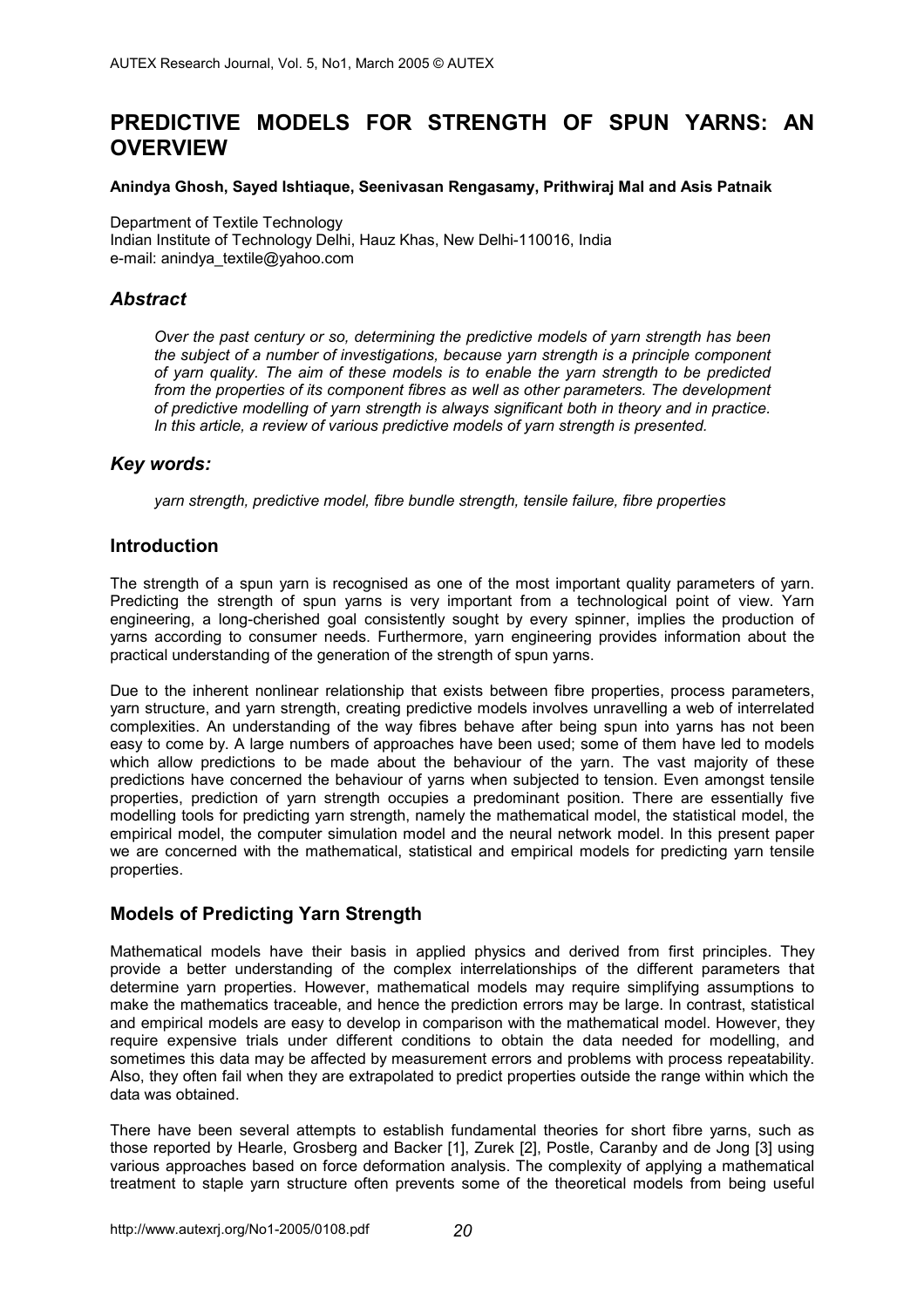# PREDICTIVE MODELS FOR STRENGTH OF SPUN YARNS: AN OVERVIEW

**Anindya Ghosh, Sayed Ishtiaque, Seenivasan Rengasamy, Prithwiraj Mal and Asis Patnaik**

Department of Textile Technology
Indian Institute of Technology Delhi, Hauz Khas, New Delhi-110016, India
e-mail: anindya_textile@yahoo.com

## *Abstract*

*Over the past century or so, determining the predictive models of yarn strength has been the subject of a number of investigations, because yarn strength is a principle component of yarn quality. The aim of these models is to enable the yarn strength to be predicted from the properties of its component fibres as well as other parameters. The development of predictive modelling of yarn strength is always significant both in theory and in practice. In this article, a review of various predictive models of yarn strength is presented.*

## *Key words:*

*yarn strength, predictive model, fibre bundle strength, tensile failure, fibre properties*

## Introduction

The strength of a spun yarn is recognised as one of the most important quality parameters of yarn. Predicting the strength of spun yarns is very important from a technological point of view. Yarn engineering, a long-cherished goal consistently sought by every spinner, implies the production of yarns according to consumer needs. Furthermore, yarn engineering provides information about the practical understanding of the generation of the strength of spun yarns.

Due to the inherent nonlinear relationship that exists between fibre properties, process parameters, yarn structure, and yarn strength, creating predictive models involves unravelling a web of interrelated complexities. An understanding of the way fibres behave after being spun into yarns has not been easy to come by. A large numbers of approaches have been used; some of them have led to models which allow predictions to be made about the behaviour of the yarn. The vast majority of these predictions have concerned the behaviour of yarns when subjected to tension. Even amongst tensile properties, prediction of yarn strength occupies a predominant position. There are essentially five modelling tools for predicting yarn strength, namely the mathematical model, the statistical model, the empirical model, the computer simulation model and the neural network model. In this present paper we are concerned with the mathematical, statistical and empirical models for predicting yarn tensile properties.

## Models of Predicting Yarn Strength

Mathematical models have their basis in applied physics and derived from first principles. They provide a better understanding of the complex interrelationships of the different parameters that determine yarn properties. However, mathematical models may require simplifying assumptions to make the mathematics traceable, and hence the prediction errors may be large. In contrast, statistical and empirical models are easy to develop in comparison with the mathematical model. However, they require expensive trials under different conditions to obtain the data needed for modelling, and sometimes this data may be affected by measurement errors and problems with process repeatability. Also, they often fail when they are extrapolated to predict properties outside the range within which the data was obtained.

There have been several attempts to establish fundamental theories for short fibre yarns, such as those reported by Hearle, Grosberg and Backer [1], Zurek [2], Postle, Caranby and de Jong [3] using various approaches based on force deformation analysis. The complexity of applying a mathematical treatment to staple yarn structure often prevents some of the theoretical models from being useful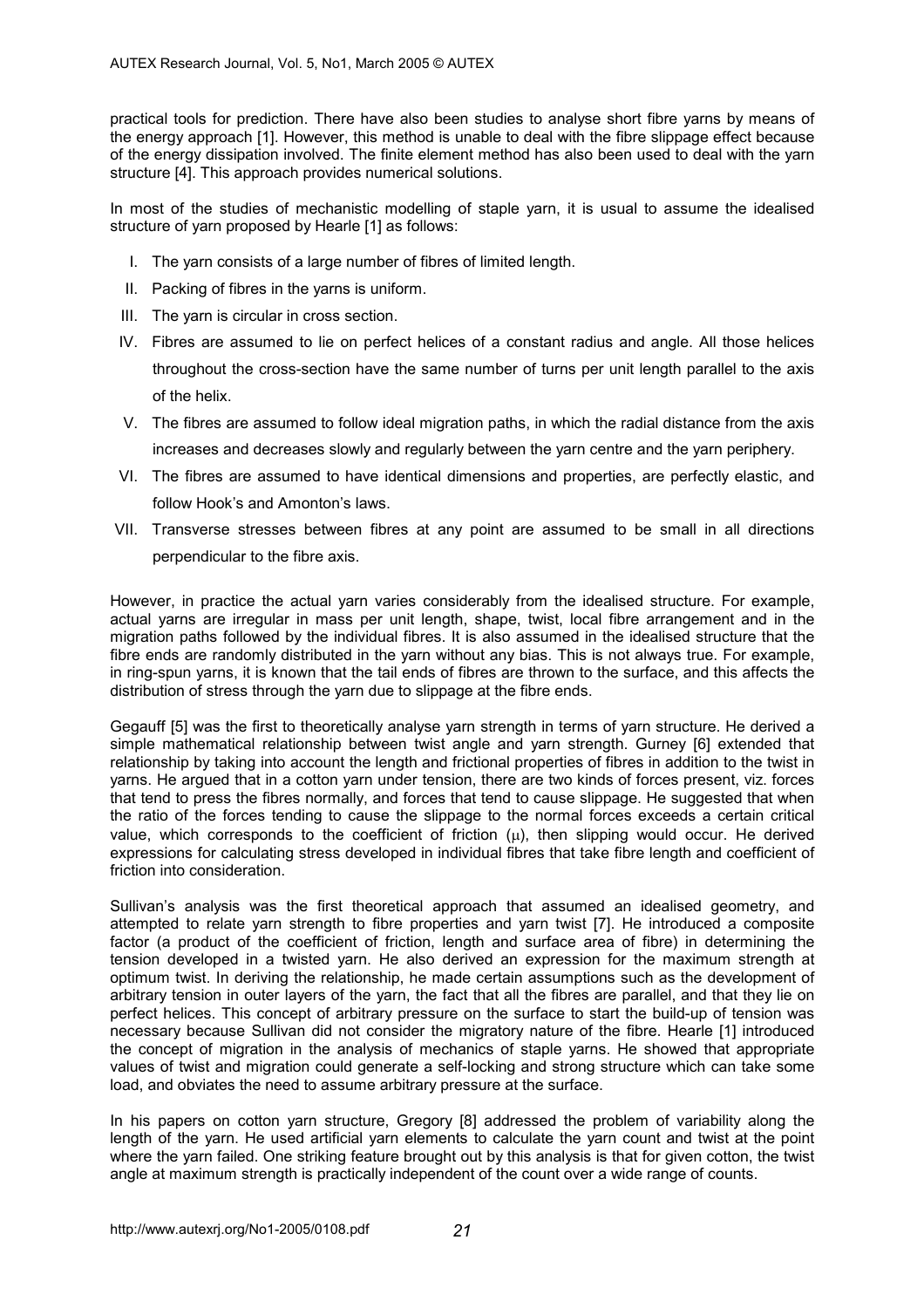practical tools for prediction. There have also been studies to analyse short fibre yarns by means of the energy approach [1]. However, this method is unable to deal with the fibre slippage effect because of the energy dissipation involved. The finite element method has also been used to deal with the yarn structure [4]. This approach provides numerical solutions.

In most of the studies of mechanistic modelling of staple yarn, it is usual to assume the idealised structure of yarn proposed by Hearle [1] as follows:

I. The yarn consists of a large number of fibres of limited length.
II. Packing of fibres in the yarns is uniform.
III. The yarn is circular in cross section.
IV. Fibres are assumed to lie on perfect helices of a constant radius and angle. All those helices throughout the cross-section have the same number of turns per unit length parallel to the axis of the helix.
V. The fibres are assumed to follow ideal migration paths, in which the radial distance from the axis increases and decreases slowly and regularly between the yarn centre and the yarn periphery.
VI. The fibres are assumed to have identical dimensions and properties, are perfectly elastic, and follow Hook's and Amonton's laws.
VII. Transverse stresses between fibres at any point are assumed to be small in all directions perpendicular to the fibre axis.

However, in practice the actual yarn varies considerably from the idealised structure. For example, actual yarns are irregular in mass per unit length, shape, twist, local fibre arrangement and in the migration paths followed by the individual fibres. It is also assumed in the idealised structure that the fibre ends are randomly distributed in the yarn without any bias. This is not always true. For example, in ring-spun yarns, it is known that the tail ends of fibres are thrown to the surface, and this affects the distribution of stress through the yarn due to slippage at the fibre ends.

Gegauff [5] was the first to theoretically analyse yarn strength in terms of yarn structure. He derived a simple mathematical relationship between twist angle and yarn strength. Gurney [6] extended that relationship by taking into account the length and frictional properties of fibres in addition to the twist in yarns. He argued that in a cotton yarn under tension, there are two kinds of forces present, viz. forces that tend to press the fibres normally, and forces that tend to cause slippage. He suggested that when the ratio of the forces tending to cause the slippage to the normal forces exceeds a certain critical value, which corresponds to the coefficient of friction ($\mu$), then slipping would occur. He derived expressions for calculating stress developed in individual fibres that take fibre length and coefficient of friction into consideration.

Sullivan's analysis was the first theoretical approach that assumed an idealised geometry, and attempted to relate yarn strength to fibre properties and yarn twist [7]. He introduced a composite factor (a product of the coefficient of friction, length and surface area of fibre) in determining the tension developed in a twisted yarn. He also derived an expression for the maximum strength at optimum twist. In deriving the relationship, he made certain assumptions such as the development of arbitrary tension in outer layers of the yarn, the fact that all the fibres are parallel, and that they lie on perfect helices. This concept of arbitrary pressure on the surface to start the build-up of tension was necessary because Sullivan did not consider the migratory nature of the fibre. Hearle [1] introduced the concept of migration in the analysis of mechanics of staple yarns. He showed that appropriate values of twist and migration could generate a self-locking and strong structure which can take some load, and obviates the need to assume arbitrary pressure at the surface.

In his papers on cotton yarn structure, Gregory [8] addressed the problem of variability along the length of the yarn. He used artificial yarn elements to calculate the yarn count and twist at the point where the yarn failed. One striking feature brought out by this analysis is that for given cotton, the twist angle at maximum strength is practically independent of the count over a wide range of counts.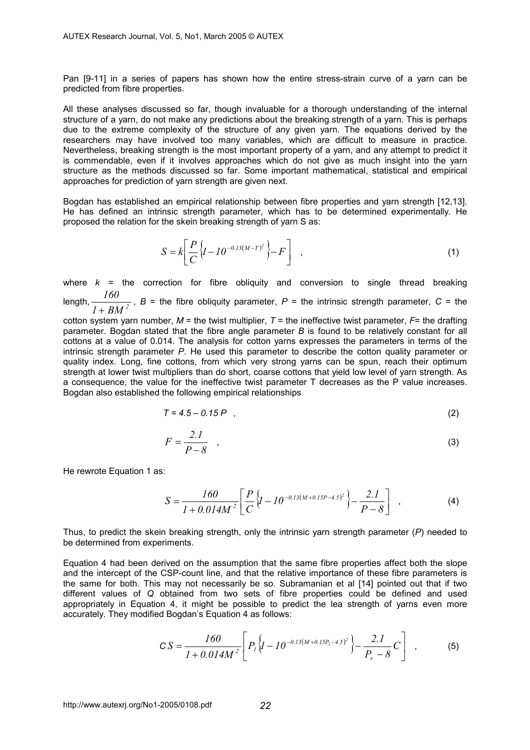Pan [9-11] in a series of papers has shown how the entire stress-strain curve of a yarn can be predicted from fibre properties.

All these analyses discussed so far, though invaluable for a thorough understanding of the internal structure of a yarn, do not make any predictions about the breaking strength of a yarn. This is perhaps due to the extreme complexity of the structure of any given yarn. The equations derived by the researchers may have involved too many variables, which are difficult to measure in practice. Nevertheless, breaking strength is the most important property of a yarn, and any attempt to predict it is commendable, even if it involves approaches which do not give as much insight into the yarn structure as the methods discussed so far. Some important mathematical, statistical and empirical approaches for prediction of yarn strength are given next.

Bogdan has established an empirical relationship between fibre properties and yarn strength [12,13]. He has defined an intrinsic strength parameter, which has to be determined experimentally. He proposed the relation for the skein breaking strength of yarn S as:

$$S = k\left[\frac{P}{C}\left\{1 - 10^{-0.13(M-T)^2}\right\} - F\right] \quad , \tag{1}$$

where $k$ = the correction for fibre obliquity and conversion to single thread breaking length, $\frac{160}{1 + BM^2}$, $B$ = the fibre obliquity parameter, $P$ = the intrinsic strength parameter, $C$ = the cotton system yarn number, $M$ = the twist multiplier, $T$ = the ineffective twist parameter, $F$= the drafting parameter. Bogdan stated that the fibre angle parameter $B$ is found to be relatively constant for all cottons at a value of 0.014. The analysis for cotton yarns expresses the parameters in terms of the intrinsic strength parameter $P$. He used this parameter to describe the cotton quality parameter or quality index. Long, fine cottons, from which very strong yarns can be spun, reach their optimum strength at lower twist multipliers than do short, coarse cottons that yield low level of yarn strength. As a consequence, the value for the ineffective twist parameter T decreases as the P value increases. Bogdan also established the following empirical relationships

$$T = 4.5 - 0.15\,P \quad , \tag{2}$$

$$F = \frac{2.1}{P - 8} \quad , \tag{3}$$

He rewrote Equation 1 as:

$$S = \frac{160}{1 + 0.014M^2}\left[\frac{P}{C}\left\{1 - 10^{-0.13(M+0.15P-4.5)^2}\right\} - \frac{2.1}{P-8}\right] \quad , \tag{4}$$

Thus, to predict the skein breaking strength, only the intrinsic yarn strength parameter ($P$) needed to be determined from experiments.

Equation 4 had been derived on the assumption that the same fibre properties affect both the slope and the intercept of the CSP-count line, and that the relative importance of these fibre parameters is the same for both. This may not necessarily be so. Subramanian et al [14] pointed out that if two different values of $Q$ obtained from two sets of fibre properties could be defined and used appropriately in Equation 4, it might be possible to predict the lea strength of yarns even more accurately. They modified Bogdan's Equation 4 as follows:

$$CS = \frac{160}{1 + 0.014M^2}\left[P_l\left\{1 - 10^{-0.13(M+0.15P_l-4.5)^2}\right\} - \frac{2.1}{P_s - 8}C\right] \quad , \tag{5}$$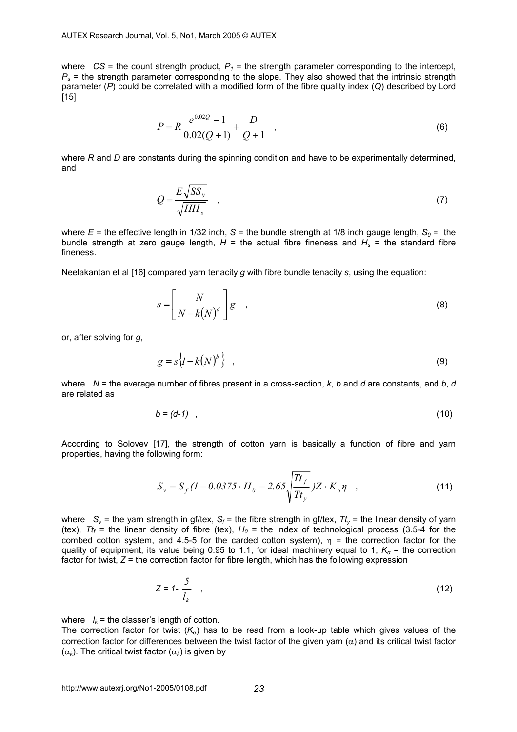where $CS$ = the count strength product, $P_1$ = the strength parameter corresponding to the intercept, $P_s$ = the strength parameter corresponding to the slope. They also showed that the intrinsic strength parameter ($P$) could be correlated with a modified form of the fibre quality index ($Q$) described by Lord [15]

$$P = R\frac{e^{0.02Q} - 1}{0.02(Q+1)} + \frac{D}{Q+1} \quad , \tag{6}$$

where $R$ and $D$ are constants during the spinning condition and have to be experimentally determined, and

$$Q = \frac{E\sqrt{SS_0}}{\sqrt{HH_s}} \quad , \tag{7}$$

where $E$ = the effective length in 1/32 inch, $S$ = the bundle strength at 1/8 inch gauge length, $S_0$ = the bundle strength at zero gauge length, $H$ = the actual fibre fineness and $H_s$ = the standard fibre fineness.

Neelakantan et al [16] compared yarn tenacity $g$ with fibre bundle tenacity $s$, using the equation:

$$s = \left[\frac{N}{N - k(N)^d}\right] g \quad , \tag{8}$$

or, after solving for $g$,

$$g = s\left\{1 - k(N)^b\right\} \quad , \tag{9}$$

where $N$ = the average number of fibres present in a cross-section, $k$, $b$ and $d$ are constants, and $b$, $d$ are related as

$$b = (d-1) \quad , \tag{10}$$

According to Solovev [17], the strength of cotton yarn is basically a function of fibre and yarn properties, having the following form:

$$S_v = S_f\left(1 - 0.0375 \cdot H_0 - 2.65\sqrt{\frac{Tt_f}{Tt_y}}\right)Z \cdot K_\alpha \eta \quad , \tag{11}$$

where $S_v$ = the yarn strength in gf/tex, $S_f$ = the fibre strength in gf/tex, $Tt_y$ = the linear density of yarn (tex), $Tt_f$ = the linear density of fibre (tex), $H_0$ = the index of technological process (3.5-4 for the combed cotton system, and 4.5-5 for the carded cotton system), $\eta$ = the correction factor for the quality of equipment, its value being 0.95 to 1.1, for ideal machinery equal to 1, $K_\alpha$ = the correction factor for twist, $Z$ = the correction factor for fibre length, which has the following expression

$$Z = 1 - \frac{5}{l_k} \quad , \tag{12}$$

where $l_k$ = the classer's length of cotton.

The correction factor for twist ($K_\alpha$) has to be read from a look-up table which gives values of the correction factor for differences between the twist factor of the given yarn ($\alpha$) and its critical twist factor ($\alpha_k$). The critical twist factor ($\alpha_k$) is given by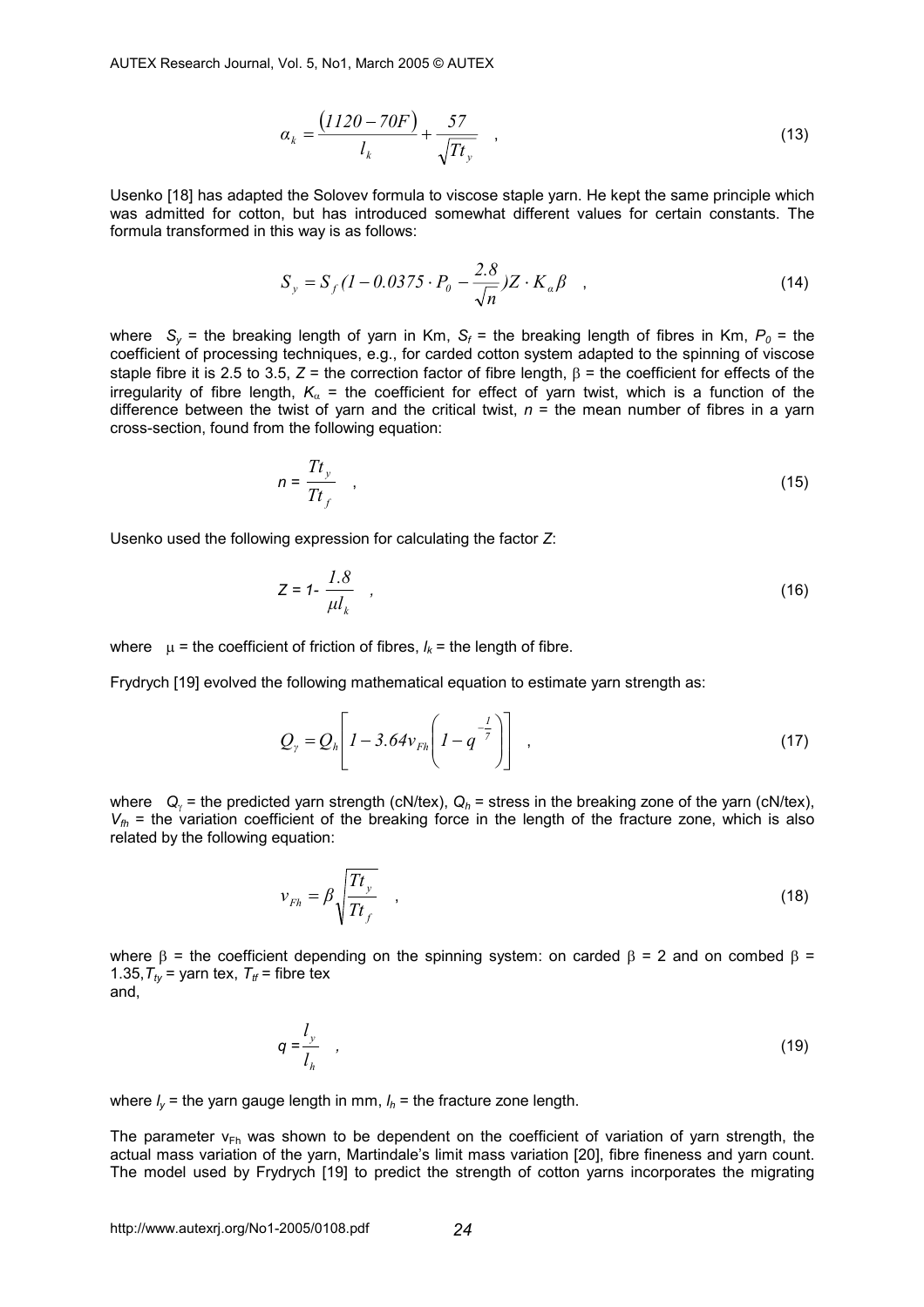$$\alpha_k = \frac{(1120 - 70F)}{l_k} + \frac{57}{\sqrt{Tt_y}} \quad , \tag{13}$$

Usenko [18] has adapted the Solovev formula to viscose staple yarn. He kept the same principle which was admitted for cotton, but has introduced somewhat different values for certain constants. The formula transformed in this way is as follows:

$$S_y = S_f (1 - 0.0375 \cdot P_0 - \frac{2.8}{\sqrt{n}}) Z \cdot K_\alpha \beta \quad , \tag{14}$$

where $S_y$ = the breaking length of yarn in Km, $S_f$ = the breaking length of fibres in Km, $P_0$ = the coefficient of processing techniques, e.g., for carded cotton system adapted to the spinning of viscose staple fibre it is 2.5 to 3.5, $Z$ = the correction factor of fibre length, $\beta$ = the coefficient for effects of the irregularity of fibre length, $K_\alpha$ = the coefficient for effect of yarn twist, which is a function of the difference between the twist of yarn and the critical twist, $n$ = the mean number of fibres in a yarn cross-section, found from the following equation:

$$n = \frac{Tt_y}{Tt_f} \quad , \tag{15}$$

Usenko used the following expression for calculating the factor $Z$:

$$Z = 1 - \frac{1.8}{\mu l_k} \quad , \tag{16}$$

where $\mu$ = the coefficient of friction of fibres, $l_k$ = the length of fibre.

Frydrych [19] evolved the following mathematical equation to estimate yarn strength as:

$$Q_\gamma = Q_h \left[ 1 - 3.64 v_{Fh} \left( 1 - q^{-\frac{1}{7}} \right) \right] \quad , \tag{17}$$

where $Q_\gamma$ = the predicted yarn strength (cN/tex), $Q_h$ = stress in the breaking zone of the yarn (cN/tex), $V_{fh}$ = the variation coefficient of the breaking force in the length of the fracture zone, which is also related by the following equation:

$$v_{Fh} = \beta \sqrt{\frac{Tt_y}{Tt_f}} \quad , \tag{18}$$

where $\beta$ = the coefficient depending on the spinning system: on carded $\beta$ = 2 and on combed $\beta$ = 1.35, $T_{ty}$ = yarn tex, $T_{tf}$ = fibre tex
and,

$$q = \frac{l_y}{l_h} \quad , \tag{19}$$

where $l_y$ = the yarn gauge length in mm, $l_h$ = the fracture zone length.

The parameter $v_{Fh}$ was shown to be dependent on the coefficient of variation of yarn strength, the actual mass variation of the yarn, Martindale's limit mass variation [20], fibre fineness and yarn count. The model used by Frydrych [19] to predict the strength of cotton yarns incorporates the migrating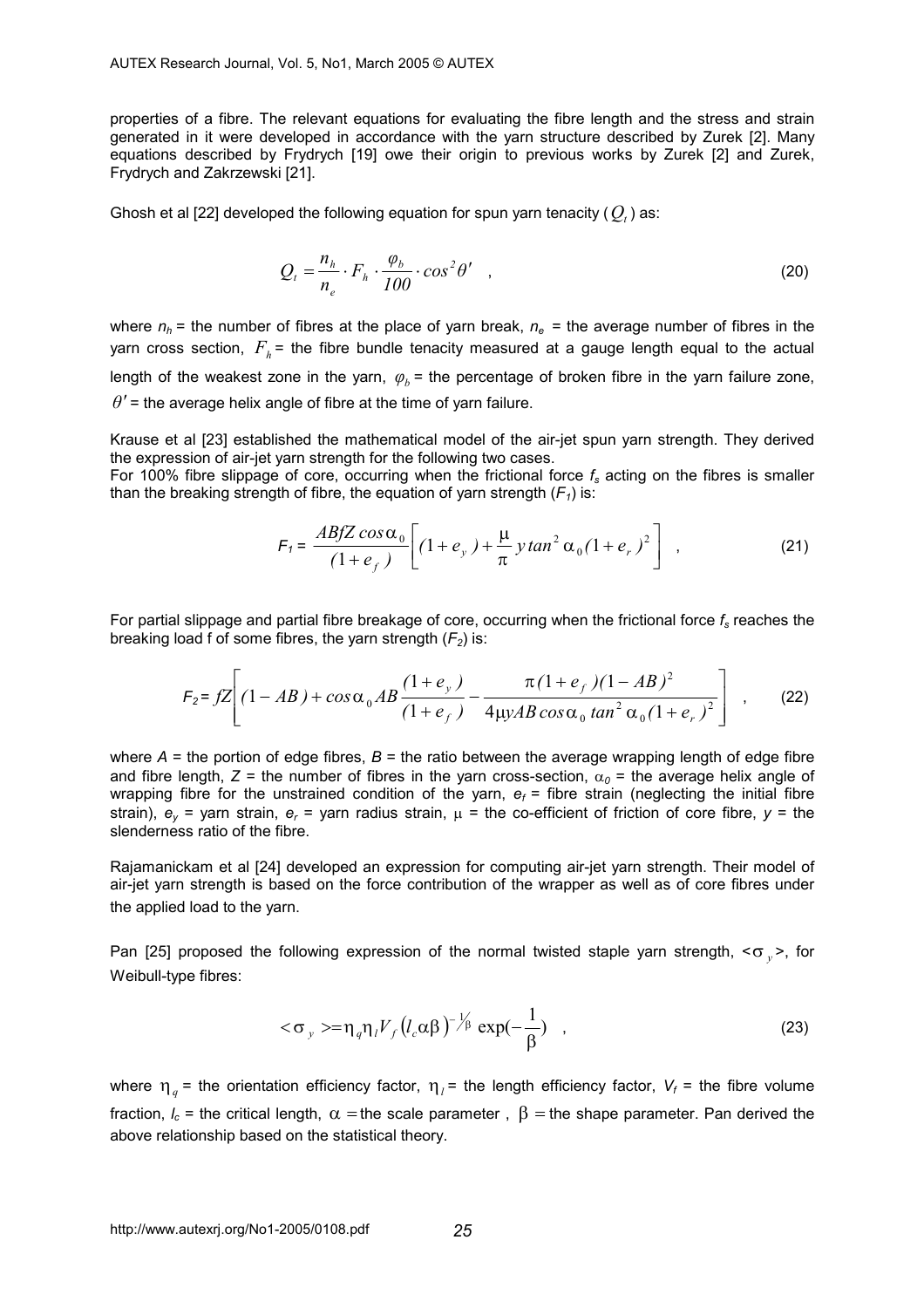properties of a fibre. The relevant equations for evaluating the fibre length and the stress and strain generated in it were developed in accordance with the yarn structure described by Zurek [2]. Many equations described by Frydrych [19] owe their origin to previous works by Zurek [2] and Zurek, Frydrych and Zakrzewski [21].

Ghosh et al [22] developed the following equation for spun yarn tenacity ($Q_t$) as:

$$Q_t = \frac{n_h}{n_e} \cdot F_h \cdot \frac{\varphi_b}{100} \cdot \cos^2\theta' \quad , \tag{20}$$

where $n_h$ = the number of fibres at the place of yarn break, $n_e$ = the average number of fibres in the yarn cross section, $F_h$ = the fibre bundle tenacity measured at a gauge length equal to the actual length of the weakest zone in the yarn, $\varphi_b$ = the percentage of broken fibre in the yarn failure zone, $\theta'$ = the average helix angle of fibre at the time of yarn failure.

Krause et al [23] established the mathematical model of the air-jet spun yarn strength. They derived the expression of air-jet yarn strength for the following two cases.

For 100% fibre slippage of core, occurring when the frictional force $f_s$ acting on the fibres is smaller than the breaking strength of fibre, the equation of yarn strength ($F_1$) is:

$$F_1 = \frac{ABfZ\cos\alpha_0}{(1+e_f)}\left[(1+e_y) + \frac{\mu}{\pi} y \tan^2\alpha_0 (1+e_r)^2\right] \quad , \tag{21}$$

For partial slippage and partial fibre breakage of core, occurring when the frictional force $f_s$ reaches the breaking load f of some fibres, the yarn strength ($F_2$) is:

$$F_2 = fZ\left[(1-AB) + \cos\alpha_0 AB\frac{(1+e_y)}{(1+e_f)} - \frac{\pi(1+e_f)(1-AB)^2}{4\mu y AB\cos\alpha_0 \tan^2\alpha_0 (1+e_r)^2}\right] \quad , \tag{22}$$

where $A$ = the portion of edge fibres, $B$ = the ratio between the average wrapping length of edge fibre and fibre length, $Z$ = the number of fibres in the yarn cross-section, $\alpha_0$ = the average helix angle of wrapping fibre for the unstrained condition of the yarn, $e_f$ = fibre strain (neglecting the initial fibre strain), $e_y$ = yarn strain, $e_r$ = yarn radius strain, $\mu$ = the co-efficient of friction of core fibre, $y$ = the slenderness ratio of the fibre.

Rajamanickam et al [24] developed an expression for computing air-jet yarn strength. Their model of air-jet yarn strength is based on the force contribution of the wrapper as well as of core fibres under the applied load to the yarn.

Pan [25] proposed the following expression of the normal twisted staple yarn strength, $<\sigma_y>$, for Weibull-type fibres:

$$<\sigma_y> = \eta_q \eta_l V_f \left(l_c \alpha\beta\right)^{-1/\beta} \exp\left(-\frac{1}{\beta}\right) \quad , \tag{23}$$

where $\eta_q$ = the orientation efficiency factor, $\eta_l$ = the length efficiency factor, $V_f$ = the fibre volume fraction, $l_c$ = the critical length, $\alpha$ = the scale parameter , $\beta$ = the shape parameter. Pan derived the above relationship based on the statistical theory.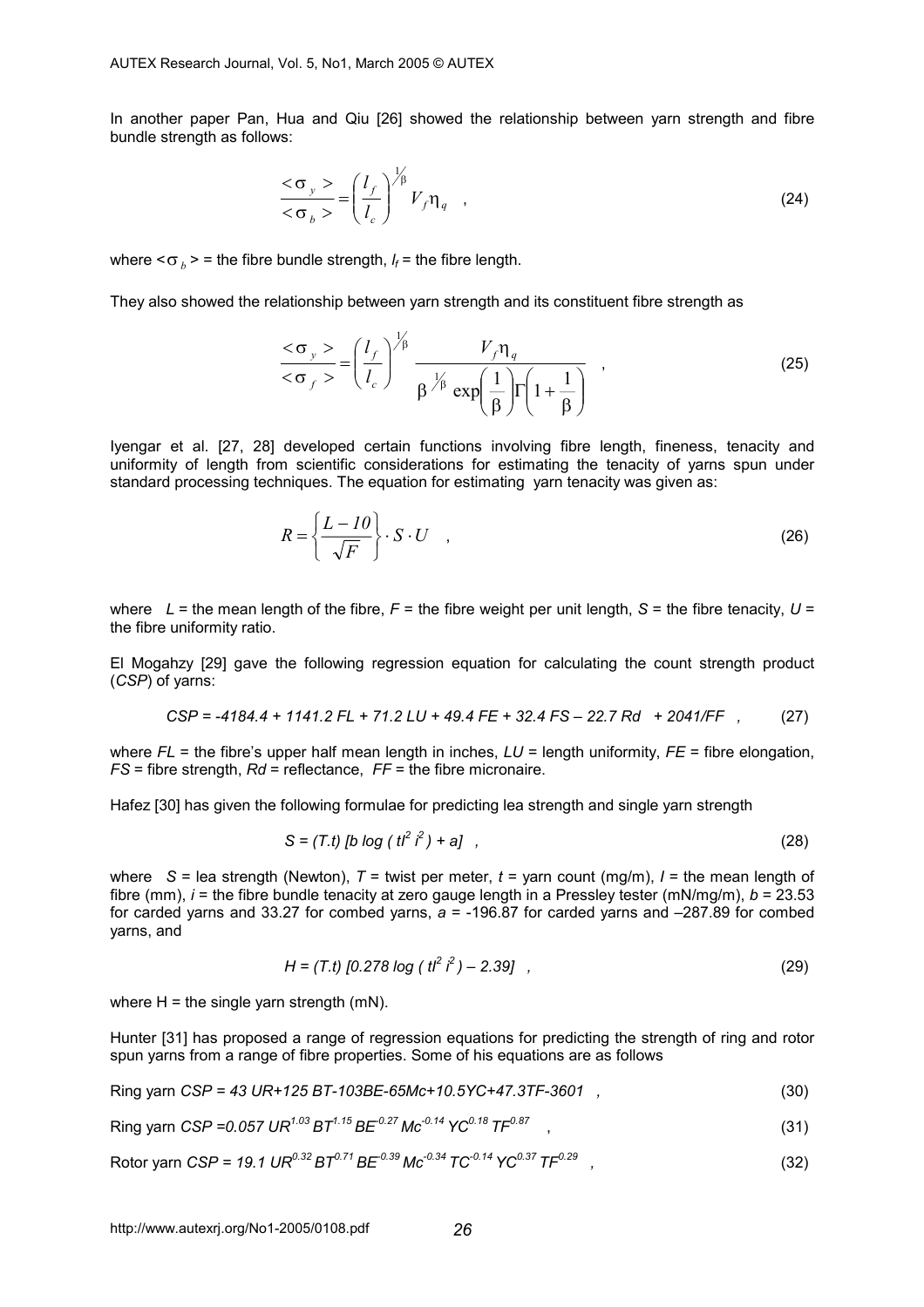In another paper Pan, Hua and Qiu [26] showed the relationship between yarn strength and fibre bundle strength as follows:

$$\frac{<\sigma_y>}{<\sigma_b>} = \left(\frac{l_f}{l_c}\right)^{1/\beta} V_f \eta_q \quad , \tag{24}$$

where $<\sigma_b>$ = the fibre bundle strength, $l_f$ = the fibre length.

They also showed the relationship between yarn strength and its constituent fibre strength as

$$\frac{<\sigma_y>}{<\sigma_f>} = \left(\frac{l_f}{l_c}\right)^{1/\beta} \frac{V_f \eta_q}{\beta^{1/\beta} \exp\left(\frac{1}{\beta}\right) \Gamma\left(1+\frac{1}{\beta}\right)} \quad , \tag{25}$$

Iyengar et al. [27, 28] developed certain functions involving fibre length, fineness, tenacity and uniformity of length from scientific considerations for estimating the tenacity of yarns spun under standard processing techniques. The equation for estimating yarn tenacity was given as:

$$R = \left\{\frac{L - 10}{\sqrt{F}}\right\} \cdot S \cdot U \quad , \tag{26}$$

where $L$ = the mean length of the fibre, $F$ = the fibre weight per unit length, $S$ = the fibre tenacity, $U$ = the fibre uniformity ratio.

El Mogahzy [29] gave the following regression equation for calculating the count strength product (*CSP*) of yarns:

$$CSP = -4184.4 + 1141.2\, FL + 71.2\, LU + 49.4\, FE + 32.4\, FS - 22.7\, Rd + 2041/FF \quad , \tag{27}$$

where $FL$ = the fibre's upper half mean length in inches, $LU$ = length uniformity, $FE$ = fibre elongation, $FS$ = fibre strength, $Rd$ = reflectance, $FF$ = the fibre micronaire.

Hafez [30] has given the following formulae for predicting lea strength and single yarn strength

$$S = (T.t)\, [b \log (t l^2 i^2) + a] \quad , \tag{28}$$

where $S$ = lea strength (Newton), $T$ = twist per meter, $t$ = yarn count (mg/m), $l$ = the mean length of fibre (mm), $i$ = the fibre bundle tenacity at zero gauge length in a Pressley tester (mN/mg/m), $b$ = 23.53 for carded yarns and 33.27 for combed yarns, $a$ = -196.87 for carded yarns and –287.89 for combed yarns, and

$$H = (T.t)\, [0.278 \log (t l^2 i^2) - 2.39] \quad , \tag{29}$$

where H = the single yarn strength (mN).

Hunter [31] has proposed a range of regression equations for predicting the strength of ring and rotor spun yarns from a range of fibre properties. Some of his equations are as follows

Ring yarn $CSP = 43\, UR + 125\, BT - 103 BE - 65 Mc + 10.5 YC + 47.3 TF - 3601$ , (30)

Ring yarn $CSP = 0.057\, UR^{1.03}\, BT^{1.15}\, BE^{0.27}\, Mc^{-0.14}\, YC^{0.18}\, TF^{0.87}$ , (31)

Rotor yarn $CSP = 19.1\, UR^{0.32}\, BT^{0.71}\, BE^{-0.39}\, Mc^{-0.34}\, TC^{-0.14}\, YC^{0.37}\, TF^{0.29}$ , (32)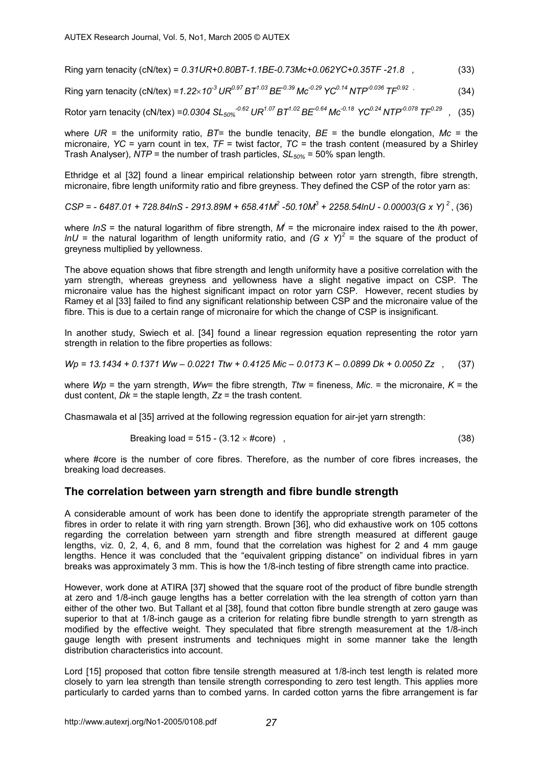$$\text{Ring yarn tenacity (cN/tex)} = 0.31UR+0.80BT-1.1BE-0.73Mc+0.062YC+0.35TF-21.8 \quad , \qquad (33)$$

$$\text{Ring yarn tenacity (cN/tex)} = 1.22\times10^{-3}\, UR^{0.97}\, BT^{1.03}\, BE^{-0.39}\, Mc^{-0.29}\, YC^{0.14}\, NTP^{-0.036}\, TF^{0.92} \quad , \qquad (34)$$

$$\text{Rotor yarn tenacity (cN/tex)} = 0.0304\, SL_{50\%}^{-0.62}\, UR^{1.07}\, BT^{1.02}\, BE^{-0.64}\, Mc^{-0.18}\, YC^{0.24}\, NTP^{-0.078}\, TF^{0.29} \quad , \qquad (35)$$

where $UR$ = the uniformity ratio, $BT$= the bundle tenacity, $BE$ = the bundle elongation, $Mc$ = the micronaire, $YC$ = yarn count in tex, $TF$ = twist factor, $TC$ = the trash content (measured by a Shirley Trash Analyser), $NTP$ = the number of trash particles, $SL_{50\%}$ = 50% span length.

Ethridge et al [32] found a linear empirical relationship between rotor yarn strength, fibre strength, micronaire, fibre length uniformity ratio and fibre greyness. They defined the CSP of the rotor yarn as:

$$CSP = -6487.01 + 728.84 \ln S - 2913.89M + 658.41M^2 - 50.10M^3 + 2258.54 \ln U - 0.00003(G \times Y)^2 \, , \qquad (36)$$

where $\ln S$ = the natural logarithm of fibre strength, $M^i$ = the micronaire index raised to the $i$th power, $\ln U$ = the natural logarithm of length uniformity ratio, and $(G \times Y)^2$ = the square of the product of greyness multiplied by yellowness.

The above equation shows that fibre strength and length uniformity have a positive correlation with the yarn strength, whereas greyness and yellowness have a slight negative impact on CSP. The micronaire value has the highest significant impact on rotor yarn CSP. However, recent studies by Ramey et al [33] failed to find any significant relationship between CSP and the micronaire value of the fibre. This is due to a certain range of micronaire for which the change of CSP is insignificant.

In another study, Swiech et al. [34] found a linear regression equation representing the rotor yarn strength in relation to the fibre properties as follows:

$$Wp = 13.1434 + 0.1371\, Ww - 0.0221\, Ttw + 0.4125\, Mic - 0.0173\, K - 0.0899\, Dk + 0.0050\, Zz \quad , \qquad (37)$$

where $Wp$ = the yarn strength, $Ww$= the fibre strength, $Ttw$ = fineness, $Mic.$ = the micronaire, $K$ = the dust content, $Dk$ = the staple length, $Zz$ = the trash content.

Chasmawala et al [35] arrived at the following regression equation for air-jet yarn strength:

$$\text{Breaking load} = 515 - (3.12 \times \#\text{core}) \quad , \qquad (38)$$

where #core is the number of core fibres. Therefore, as the number of core fibres increases, the breaking load decreases.

## The correlation between yarn strength and fibre bundle strength

A considerable amount of work has been done to identify the appropriate strength parameter of the fibres in order to relate it with ring yarn strength. Brown [36], who did exhaustive work on 105 cottons regarding the correlation between yarn strength and fibre strength measured at different gauge lengths, viz. 0, 2, 4, 6, and 8 mm, found that the correlation was highest for 2 and 4 mm gauge lengths. Hence it was concluded that the "equivalent gripping distance" on individual fibres in yarn breaks was approximately 3 mm. This is how the 1/8-inch testing of fibre strength came into practice.

However, work done at ATIRA [37] showed that the square root of the product of fibre bundle strength at zero and 1/8-inch gauge lengths has a better correlation with the lea strength of cotton yarn than either of the other two. But Tallant et al [38], found that cotton fibre bundle strength at zero gauge was superior to that at 1/8-inch gauge as a criterion for relating fibre bundle strength to yarn strength as modified by the effective weight. They speculated that fibre strength measurement at the 1/8-inch gauge length with present instruments and techniques might in some manner take the length distribution characteristics into account.

Lord [15] proposed that cotton fibre tensile strength measured at 1/8-inch test length is related more closely to yarn lea strength than tensile strength corresponding to zero test length. This applies more particularly to carded yarns than to combed yarns. In carded cotton yarns the fibre arrangement is far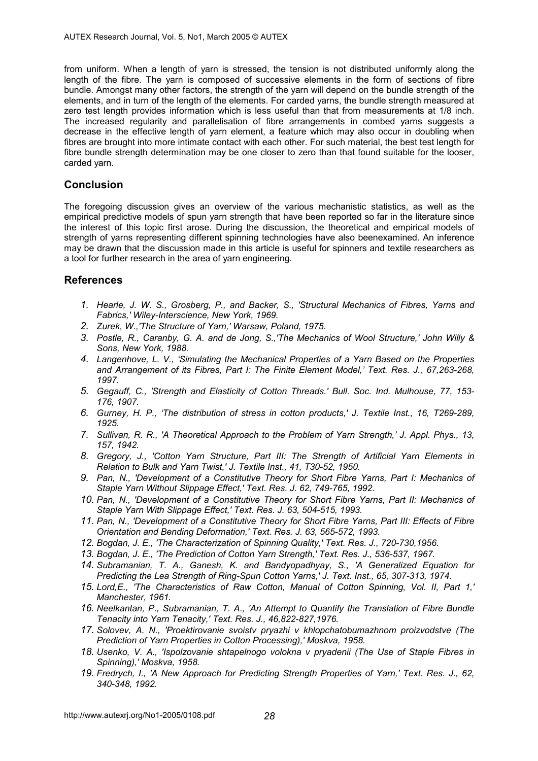from uniform. When a length of yarn is stressed, the tension is not distributed uniformly along the length of the fibre. The yarn is composed of successive elements in the form of sections of fibre bundle. Amongst many other factors, the strength of the yarn will depend on the bundle strength of the elements, and in turn of the length of the elements. For carded yarns, the bundle strength measured at zero test length provides information which is less useful than that from measurements at 1/8 inch. The increased regularity and parallelisation of fibre arrangements in combed yarns suggests a decrease in the effective length of yarn element, a feature which may also occur in doubling when fibres are brought into more intimate contact with each other. For such material, the best test length for fibre bundle strength determination may be one closer to zero than that found suitable for the looser, carded yarn.

## Conclusion

The foregoing discussion gives an overview of the various mechanistic statistics, as well as the empirical predictive models of spun yarn strength that have been reported so far in the literature since the interest of this topic first arose. During the discussion, the theoretical and empirical models of strength of yarns representing different spinning technologies have also beenexamined. An inference may be drawn that the discussion made in this article is useful for spinners and textile researchers as a tool for further research in the area of yarn engineering.

## References

1. *Hearle, J. W. S., Grosberg, P., and Backer, S., 'Structural Mechanics of Fibres, Yarns and Fabrics,' Wiley-Interscience, New York, 1969.*
2. *Zurek, W.,'The Structure of Yarn,' Warsaw, Poland, 1975.*
3. *Postle, R., Caranby, G. A. and de Jong, S.,'The Mechanics of Wool Structure,' John Willy & Sons, New York, 1988.*
4. *Langenhove, L. V., 'Simulating the Mechanical Properties of a Yarn Based on the Properties and Arrangement of its Fibres, Part I: The Finite Element Model,' Text. Res. J., 67,263-268, 1997.*
5. *Gegauff, C., 'Strength and Elasticity of Cotton Threads.' Bull. Soc. Ind. Mulhouse, 77, 153-176, 1907.*
6. *Gurney, H. P., 'The distribution of stress in cotton products,' J. Textile Inst., 16, T269-289, 1925.*
7. *Sullivan, R. R., 'A Theoretical Approach to the Problem of Yarn Strength,' J. Appl. Phys., 13, 157, 1942.*
8. *Gregory, J., 'Cotton Yarn Structure, Part III: The Strength of Artificial Yarn Elements in Relation to Bulk and Yarn Twist,' J. Textile Inst., 41, T30-52, 1950.*
9. *Pan, N., 'Development of a Constitutive Theory for Short Fibre Yarns, Part I: Mechanics of Staple Yarn Without Slippage Effect,' Text. Res. J. 62, 749-765, 1992.*
10. *Pan, N., 'Development of a Constitutive Theory for Short Fibre Yarns, Part II: Mechanics of Staple Yarn With Slippage Effect,' Text. Res. J. 63, 504-515, 1993.*
11. *Pan, N., 'Development of a Constitutive Theory for Short Fibre Yarns, Part III: Effects of Fibre Orientation and Bending Deformation,' Text. Res. J. 63, 565-572, 1993.*
12. *Bogdan, J. E., 'The Characterization of Spinning Quality,' Text. Res. J., 720-730,1956.*
13. *Bogdan, J. E., 'The Prediction of Cotton Yarn Strength,' Text. Res. J., 536-537, 1967.*
14. *Subramanian, T. A., Ganesh, K. and Bandyopadhyay, S., 'A Generalized Equation for Predicting the Lea Strength of Ring-Spun Cotton Yarns,' J. Text. Inst., 65, 307-313, 1974.*
15. *Lord,E., 'The Characteristics of Raw Cotton, Manual of Cotton Spinning, Vol. II, Part 1,' Manchester, 1961.*
16. *Neelkantan, P., Subramanian, T. A., 'An Attempt to Quantify the Translation of Fibre Bundle Tenacity into Yarn Tenacity,' Text. Res. J., 46,822-827,1976.*
17. *Solovev, A. N., 'Proektirovanie svoistv pryazhi v khlopchatobumazhnom proizvodstve (The Prediction of Yarn Properties in Cotton Processing),' Moskva, 1958.*
18. *Usenko, V. A., 'Ispolzovanie shtapelnogo volokna v pryadenii (The Use of Staple Fibres in Spinning),' Moskva, 1958.*
19. *Fredrych, I., 'A New Approach for Predicting Strength Properties of Yarn,' Text. Res. J., 62, 340-348, 1992.*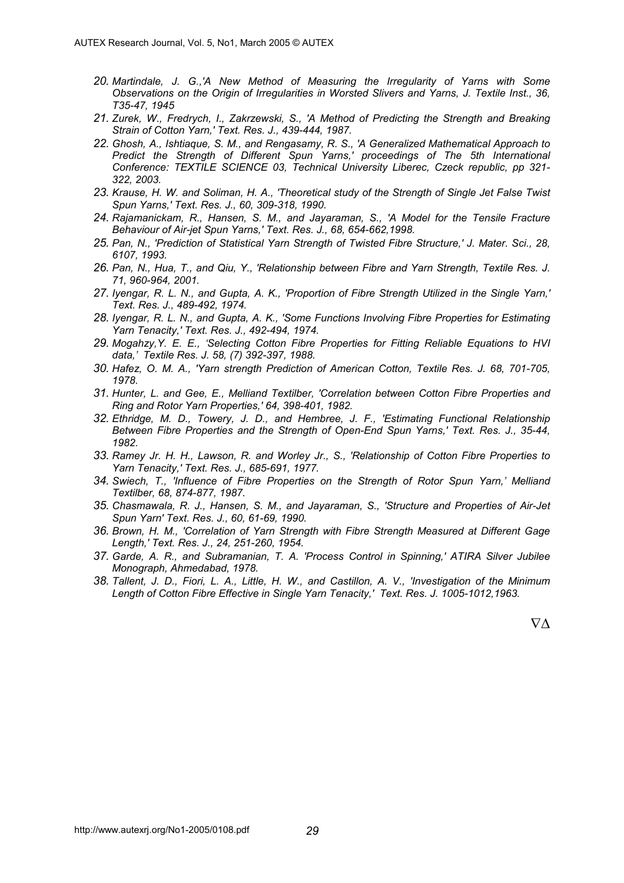20. *Martindale, J. G.,'A New Method of Measuring the Irregularity of Yarns with Some Observations on the Origin of Irregularities in Worsted Slivers and Yarns, J. Textile Inst., 36, T35-47, 1945*
21. *Zurek, W., Fredrych, I., Zakrzewski, S., 'A Method of Predicting the Strength and Breaking Strain of Cotton Yarn,' Text. Res. J., 439-444, 1987.*
22. *Ghosh, A., Ishtiaque, S. M., and Rengasamy, R. S., 'A Generalized Mathematical Approach to Predict the Strength of Different Spun Yarns,' proceedings of The 5th International Conference: TEXTILE SCIENCE 03, Technical University Liberec, Czeck republic, pp 321-322, 2003.*
23. *Krause, H. W. and Soliman, H. A., 'Theoretical study of the Strength of Single Jet False Twist Spun Yarns,' Text. Res. J., 60, 309-318, 1990.*
24. *Rajamanickam, R., Hansen, S. M., and Jayaraman, S., 'A Model for the Tensile Fracture Behaviour of Air-jet Spun Yarns,' Text. Res. J., 68, 654-662,1998.*
25. *Pan, N., 'Prediction of Statistical Yarn Strength of Twisted Fibre Structure,' J. Mater. Sci., 28, 6107, 1993.*
26. *Pan, N., Hua, T., and Qiu, Y., 'Relationship between Fibre and Yarn Strength, Textile Res. J. 71, 960-964, 2001.*
27. *Iyengar, R. L. N., and Gupta, A. K., 'Proportion of Fibre Strength Utilized in the Single Yarn,' Text. Res. J., 489-492, 1974.*
28. *Iyengar, R. L. N., and Gupta, A. K., 'Some Functions Involving Fibre Properties for Estimating Yarn Tenacity,' Text. Res. J., 492-494, 1974.*
29. *Mogahzy,Y. E. E., 'Selecting Cotton Fibre Properties for Fitting Reliable Equations to HVI data,' Textile Res. J. 58, (7) 392-397, 1988.*
30. *Hafez, O. M. A., 'Yarn strength Prediction of American Cotton, Textile Res. J. 68, 701-705, 1978.*
31. *Hunter, L. and Gee, E., Melliand Textilber, 'Correlation between Cotton Fibre Properties and Ring and Rotor Yarn Properties,' 64, 398-401, 1982.*
32. *Ethridge, M. D., Towery, J. D., and Hembree, J. F., 'Estimating Functional Relationship Between Fibre Properties and the Strength of Open-End Spun Yarns,' Text. Res. J., 35-44, 1982.*
33. *Ramey Jr. H. H., Lawson, R. and Worley Jr., S., 'Relationship of Cotton Fibre Properties to Yarn Tenacity,' Text. Res. J., 685-691, 1977.*
34. *Swiech, T., 'Influence of Fibre Properties on the Strength of Rotor Spun Yarn,' Melliand Textilber, 68, 874-877, 1987.*
35. *Chasmawala, R. J., Hansen, S. M., and Jayaraman, S., 'Structure and Properties of Air-Jet Spun Yarn' Text. Res. J., 60, 61-69, 1990.*
36. *Brown, H. M., 'Correlation of Yarn Strength with Fibre Strength Measured at Different Gage Length,' Text. Res. J., 24, 251-260, 1954.*
37. *Garde, A. R., and Subramanian, T. A. 'Process Control in Spinning,' ATIRA Silver Jubilee Monograph, Ahmedabad, 1978.*
38. *Tallent, J. D., Fiori, L. A., Little, H. W., and Castillon, A. V., 'Investigation of the Minimum Length of Cotton Fibre Effective in Single Yarn Tenacity,' Text. Res. J. 1005-1012,1963.*

$\nabla\Delta$